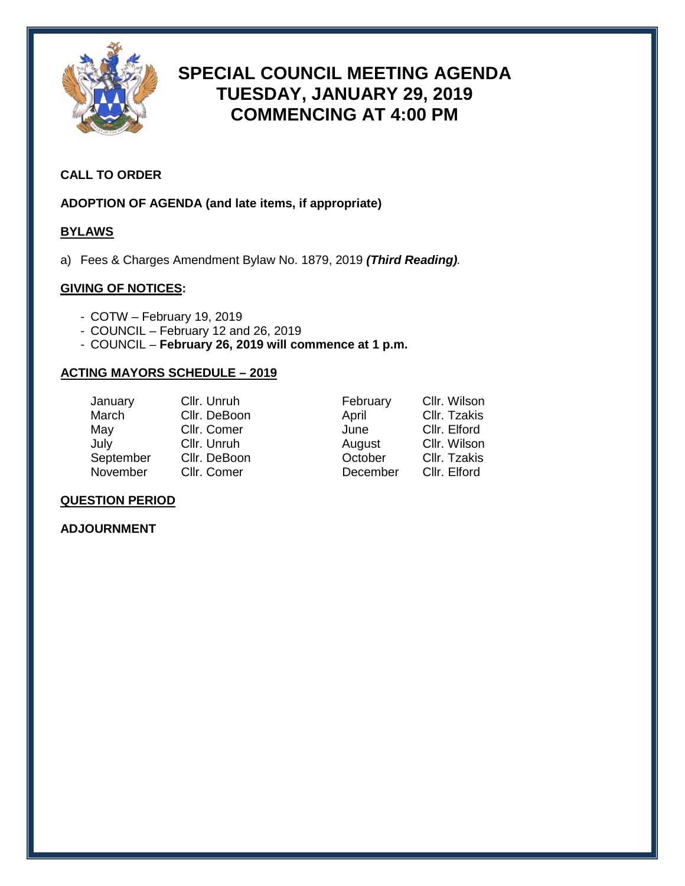# SPECIAL COUNCIL MEETING AGENDA
# TUESDAY, JANUARY 29, 2019
# COMMENCING AT 4:00 PM

**CALL TO ORDER**

**ADOPTION OF AGENDA (and late items, if appropriate)**

**BYLAWS**

a) Fees & Charges Amendment Bylaw No. 1879, 2019 ***(Third Reading)***.

**GIVING OF NOTICES:**

- COTW – February 19, 2019
- COUNCIL – February 12 and 26, 2019
- COUNCIL – **February 26, 2019 will commence at 1 p.m.**

**ACTING MAYORS SCHEDULE – 2019**

| | | | |
|---|---|---|---|
| January | Cllr. Unruh | February | Cllr. Wilson |
| March | Cllr. DeBoon | April | Cllr. Tzakis |
| May | Cllr. Comer | June | Cllr. Elford |
| July | Cllr. Unruh | August | Cllr. Wilson |
| September | Cllr. DeBoon | October | Cllr. Tzakis |
| November | Cllr. Comer | December | Cllr. Elford |

**QUESTION PERIOD**

**ADJOURNMENT**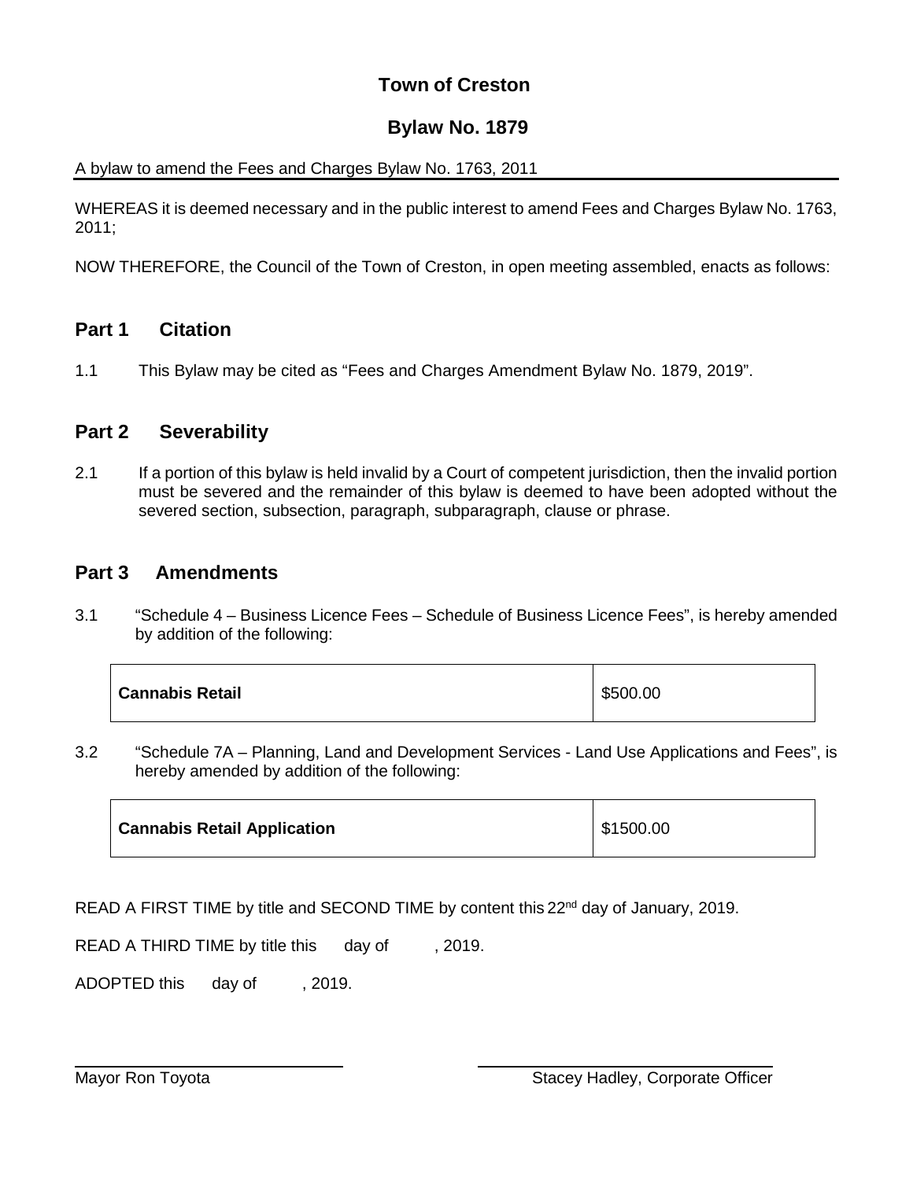# Town of Creston

## Bylaw No. 1879

A bylaw to amend the Fees and Charges Bylaw No. 1763, 2011

WHEREAS it is deemed necessary and in the public interest to amend Fees and Charges Bylaw No. 1763, 2011;

NOW THEREFORE, the Council of the Town of Creston, in open meeting assembled, enacts as follows:

## Part 1 Citation

1.1 This Bylaw may be cited as "Fees and Charges Amendment Bylaw No. 1879, 2019".

## Part 2 Severability

2.1 If a portion of this bylaw is held invalid by a Court of competent jurisdiction, then the invalid portion must be severed and the remainder of this bylaw is deemed to have been adopted without the severed section, subsection, paragraph, subparagraph, clause or phrase.

## Part 3 Amendments

3.1 "Schedule 4 – Business Licence Fees – Schedule of Business Licence Fees", is hereby amended by addition of the following:

| | |
|---|---|
| **Cannabis Retail** | $500.00 |

3.2 "Schedule 7A – Planning, Land and Development Services - Land Use Applications and Fees", is hereby amended by addition of the following:

| | |
|---|---|
| **Cannabis Retail Application** | $1500.00 |

READ A FIRST TIME by title and SECOND TIME by content this 22nd day of January, 2019.

READ A THIRD TIME by title this day of , 2019.

ADOPTED this day of , 2019.

Mayor Ron Toyota

Stacey Hadley, Corporate Officer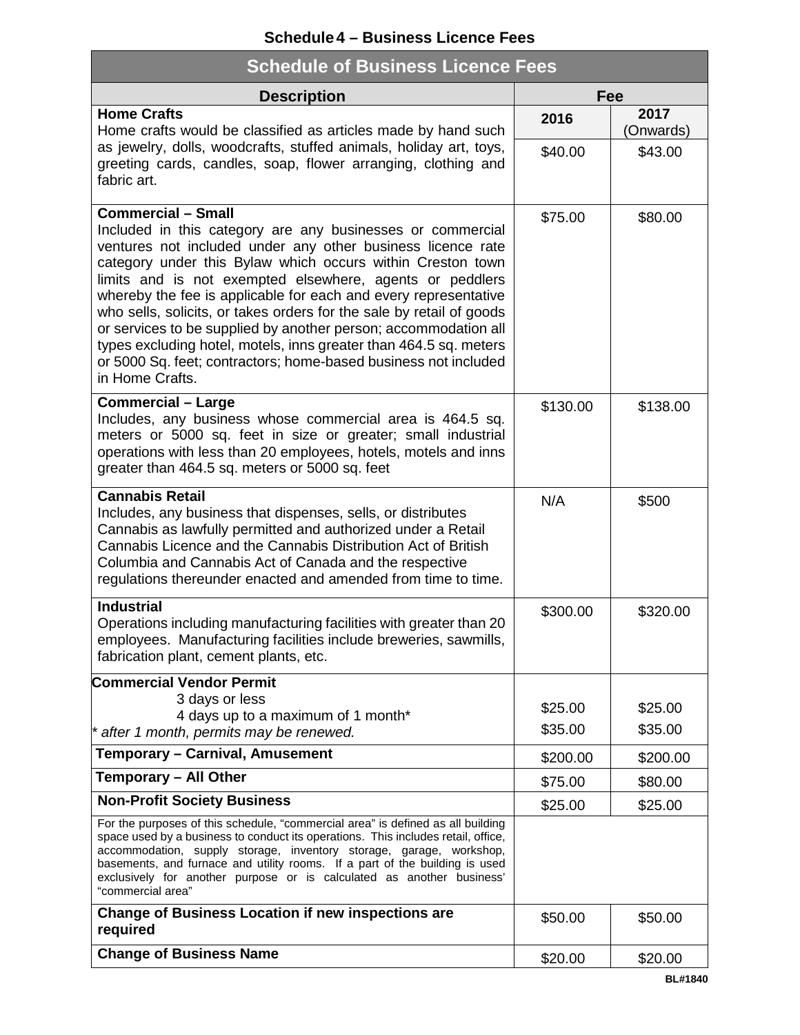## Schedule 4 – Business Licence Fees

| Schedule of Business Licence Fees | | |
|---|---|---|
| **Description** | **Fee** | |
| | **2016** | **2017 (Onwards)** |
| **Home Crafts**<br>Home crafts would be classified as articles made by hand such as jewelry, dolls, woodcrafts, stuffed animals, holiday art, toys, greeting cards, candles, soap, flower arranging, clothing and fabric art. | $40.00 | $43.00 |
| **Commercial – Small**<br>Included in this category are any businesses or commercial ventures not included under any other business licence rate category under this Bylaw which occurs within Creston town limits and is not exempted elsewhere, agents or peddlers whereby the fee is applicable for each and every representative who sells, solicits, or takes orders for the sale by retail of goods or services to be supplied by another person; accommodation all types excluding hotel, motels, inns greater than 464.5 sq. meters or 5000 Sq. feet; contractors; home-based business not included in Home Crafts. | $75.00 | $80.00 |
| **Commercial – Large**<br>Includes, any business whose commercial area is 464.5 sq. meters or 5000 sq. feet in size or greater; small industrial operations with less than 20 employees, hotels, motels and inns greater than 464.5 sq. meters or 5000 sq. feet | $130.00 | $138.00 |
| **Cannabis Retail**<br>Includes, any business that dispenses, sells, or distributes Cannabis as lawfully permitted and authorized under a Retail Cannabis Licence and the Cannabis Distribution Act of British Columbia and Cannabis Act of Canada and the respective regulations thereunder enacted and amended from time to time. | N/A | $500 |
| **Industrial**<br>Operations including manufacturing facilities with greater than 20 employees. Manufacturing facilities include breweries, sawmills, fabrication plant, cement plants, etc. | $300.00 | $320.00 |
| **Commercial Vendor Permit**<br>3 days or less<br>4 days up to a maximum of 1 month*<br>*\* after 1 month, permits may be renewed.* | <br>$25.00<br>$35.00 | <br>$25.00<br>$35.00 |
| **Temporary – Carnival, Amusement** | $200.00 | $200.00 |
| **Temporary – All Other** | $75.00 | $80.00 |
| **Non-Profit Society Business** | $25.00 | $25.00 |
| For the purposes of this schedule, "commercial area" is defined as all building space used by a business to conduct its operations. This includes retail, office, accommodation, supply storage, inventory storage, garage, workshop, basements, and furnace and utility rooms. If a part of the building is used exclusively for another purpose or is calculated as another business' "commercial area" | | |
| **Change of Business Location if new inspections are required** | $50.00 | $50.00 |
| **Change of Business Name** | $20.00 | $20.00 |

BL#1840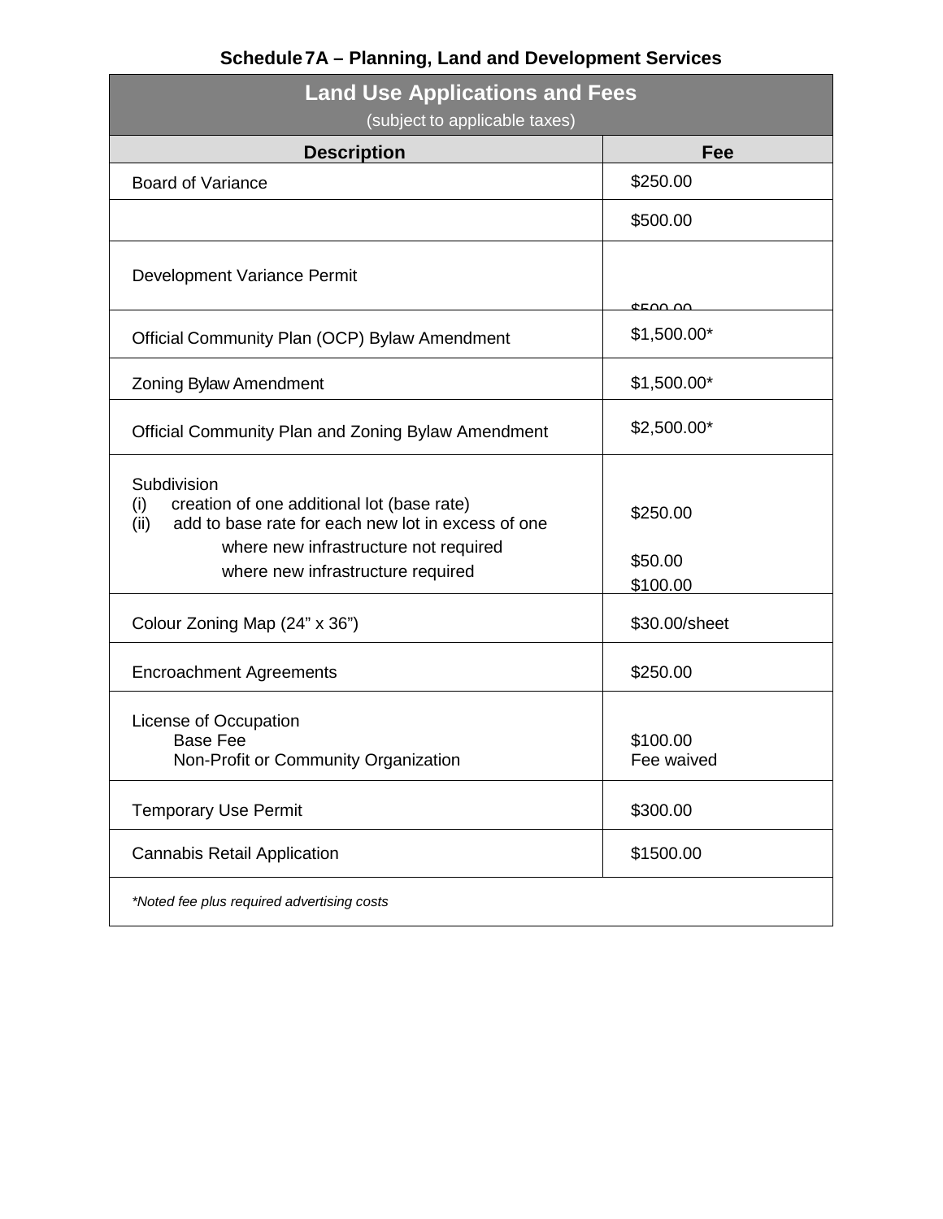## Schedule 7A – Planning, Land and Development Services

| Land Use Applications and Fees (subject to applicable taxes) | |
|---|---|
| **Description** | **Fee** |
| Board of Variance | $250.00 |
| | $500.00 |
| Development Variance Permit | $500.00 |
| Official Community Plan (OCP) Bylaw Amendment | $1,500.00* |
| Zoning Bylaw Amendment | $1,500.00* |
| Official Community Plan and Zoning Bylaw Amendment | $2,500.00* |
| Subdivision<br>(i) creation of one additional lot (base rate)<br>(ii) add to base rate for each new lot in excess of one<br>where new infrastructure not required<br>where new infrastructure required | <br>$250.00<br><br>$50.00<br>$100.00 |
| Colour Zoning Map (24" x 36") | $30.00/sheet |
| Encroachment Agreements | $250.00 |
| License of Occupation<br>Base Fee<br>Non-Profit or Community Organization | <br>$100.00<br>Fee waived |
| Temporary Use Permit | $300.00 |
| Cannabis Retail Application | $1500.00 |

*\*Noted fee plus required advertising costs*